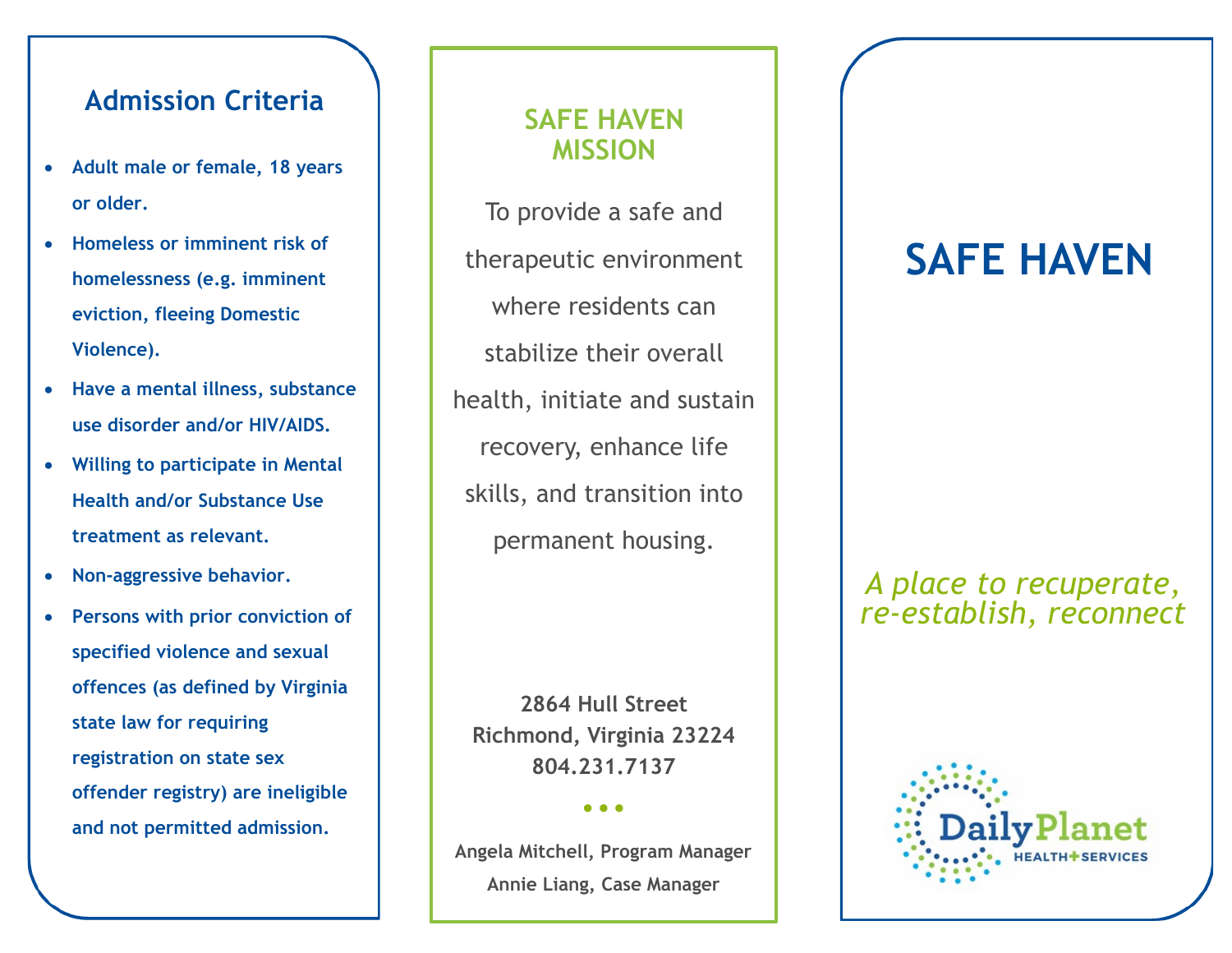## Admission Criteria

- **Adult male or female, 18 years or older.**
- **Homeless or imminent risk of homelessness (e.g. imminent eviction, fleeing Domestic Violence).**
- **Have a mental illness, substance use disorder and/or HIV/AIDS.**
- **Willing to participate in Mental Health and/or Substance Use treatment as relevant.**
- **Non-aggressive behavior.**
- **Persons with prior conviction of specified violence and sexual offences (as defined by Virginia state law for requiring registration on state sex offender registry) are ineligible and not permitted admission.**

## SAFE HAVEN MISSION

To provide a safe and therapeutic environment where residents can stabilize their overall health, initiate and sustain recovery, enhance life skills, and transition into permanent housing.

**2864 Hull Street**
**Richmond, Virginia 23224**
**804.231.7137**

• • •

**Angela Mitchell, Program Manager**
**Annie Liang, Case Manager**

# SAFE HAVEN

*A place to recuperate, re-establish, reconnect*

Daily Planet HEALTH+SERVICES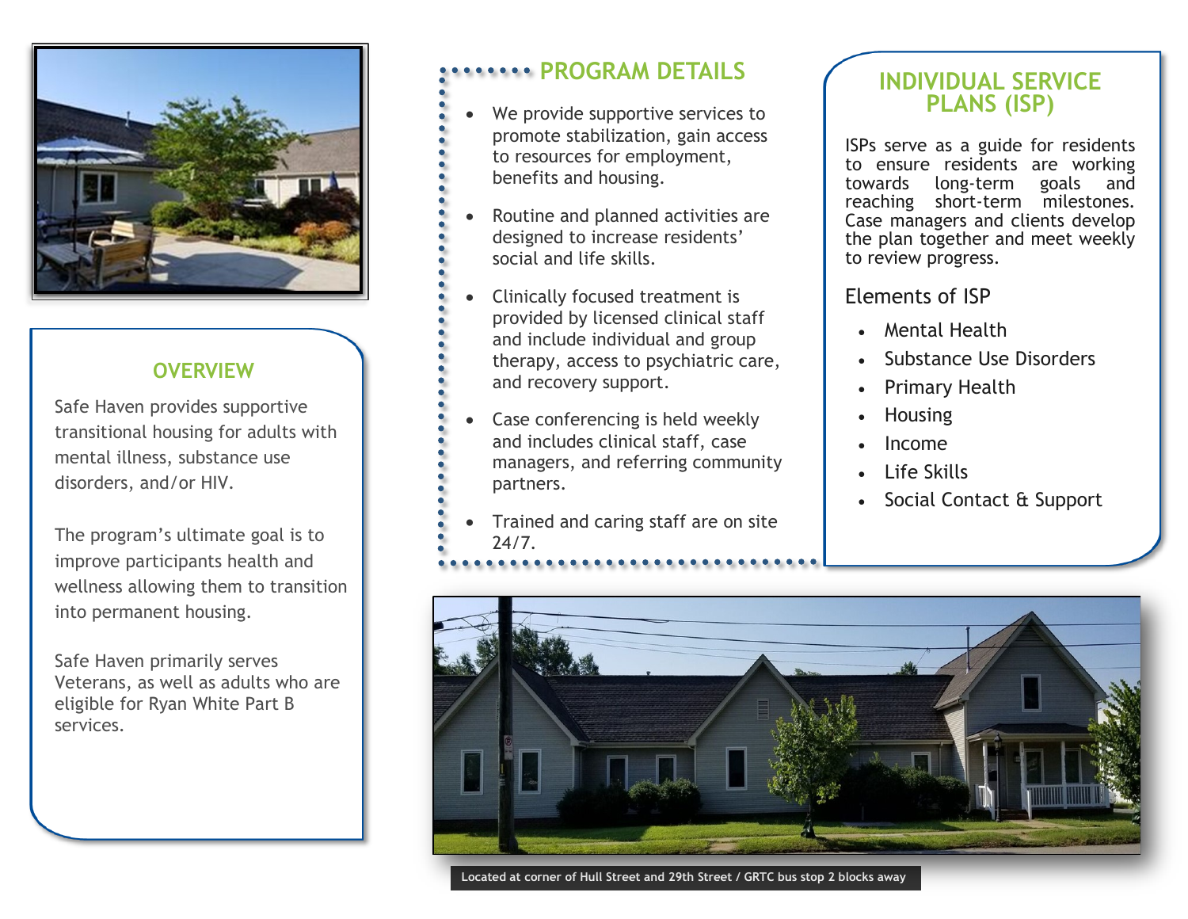## OVERVIEW

Safe Haven provides supportive transitional housing for adults with mental illness, substance use disorders, and/or HIV.

The program's ultimate goal is to improve participants health and wellness allowing them to transition into permanent housing.

Safe Haven primarily serves Veterans, as well as adults who are eligible for Ryan White Part B services.

## PROGRAM DETAILS

- We provide supportive services to promote stabilization, gain access to resources for employment, benefits and housing.
- Routine and planned activities are designed to increase residents' social and life skills.
- Clinically focused treatment is provided by licensed clinical staff and include individual and group therapy, access to psychiatric care, and recovery support.
- Case conferencing is held weekly and includes clinical staff, case managers, and referring community partners.
- Trained and caring staff are on site 24/7.

## INDIVIDUAL SERVICE PLANS (ISP)

ISPs serve as a guide for residents to ensure residents are working towards long-term goals and reaching short-term milestones. Case managers and clients develop the plan together and meet weekly to review progress.

Elements of ISP

- Mental Health
- Substance Use Disorders
- Primary Health
- Housing
- Income
- Life Skills
- Social Contact & Support

Located at corner of Hull Street and 29th Street / GRTC bus stop 2 blocks away